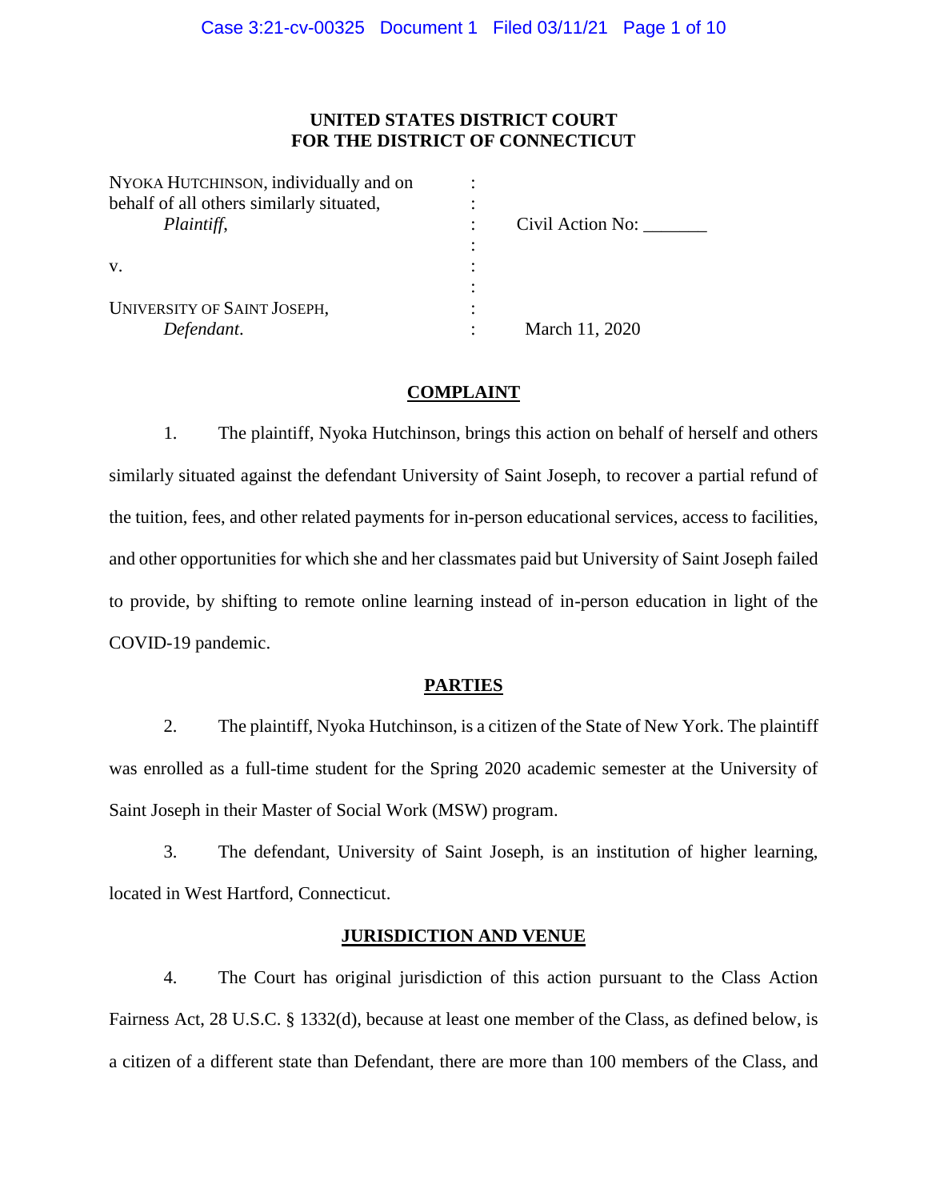**UNITED STATES DISTRICT COURT**
**FOR THE DISTRICT OF CONNECTICUT**

| | | |
|---|---|---|
| NYOKA HUTCHINSON, individually and on behalf of all others similarly situated, *Plaintiff,* | : | Civil Action No: _______ |
| v. | : | |
| UNIVERSITY OF SAINT JOSEPH, *Defendant.* | : | March 11, 2020 |

## COMPLAINT

1. The plaintiff, Nyoka Hutchinson, brings this action on behalf of herself and others similarly situated against the defendant University of Saint Joseph, to recover a partial refund of the tuition, fees, and other related payments for in-person educational services, access to facilities, and other opportunities for which she and her classmates paid but University of Saint Joseph failed to provide, by shifting to remote online learning instead of in-person education in light of the COVID-19 pandemic.

## PARTIES

2. The plaintiff, Nyoka Hutchinson, is a citizen of the State of New York. The plaintiff was enrolled as a full-time student for the Spring 2020 academic semester at the University of Saint Joseph in their Master of Social Work (MSW) program.

3. The defendant, University of Saint Joseph, is an institution of higher learning, located in West Hartford, Connecticut.

## JURISDICTION AND VENUE

4. The Court has original jurisdiction of this action pursuant to the Class Action Fairness Act, 28 U.S.C. § 1332(d), because at least one member of the Class, as defined below, is a citizen of a different state than Defendant, there are more than 100 members of the Class, and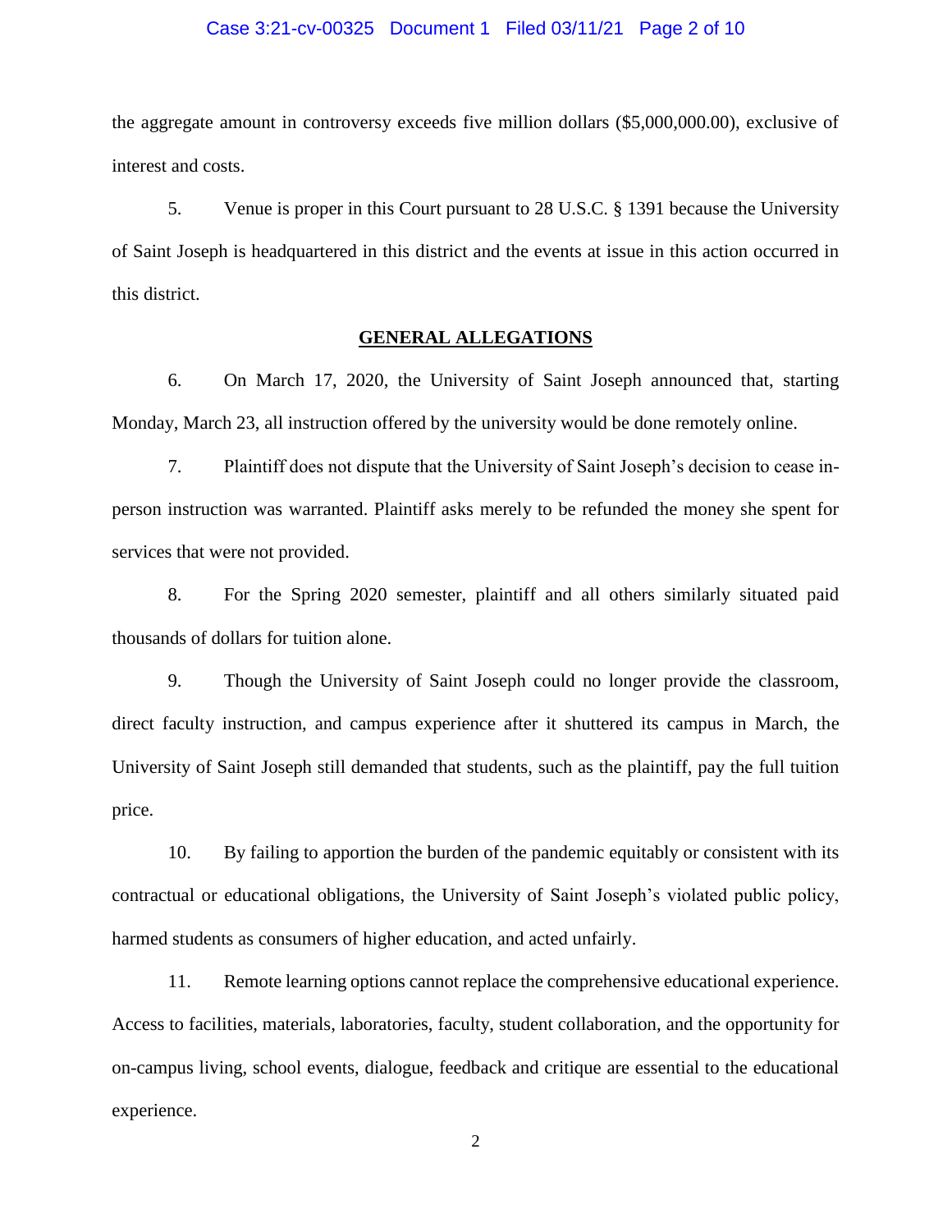the aggregate amount in controversy exceeds five million dollars ($5,000,000.00), exclusive of interest and costs.

5. Venue is proper in this Court pursuant to 28 U.S.C. § 1391 because the University of Saint Joseph is headquartered in this district and the events at issue in this action occurred in this district.

## GENERAL ALLEGATIONS

6. On March 17, 2020, the University of Saint Joseph announced that, starting Monday, March 23, all instruction offered by the university would be done remotely online.

7. Plaintiff does not dispute that the University of Saint Joseph's decision to cease in-person instruction was warranted. Plaintiff asks merely to be refunded the money she spent for services that were not provided.

8. For the Spring 2020 semester, plaintiff and all others similarly situated paid thousands of dollars for tuition alone.

9. Though the University of Saint Joseph could no longer provide the classroom, direct faculty instruction, and campus experience after it shuttered its campus in March, the University of Saint Joseph still demanded that students, such as the plaintiff, pay the full tuition price.

10. By failing to apportion the burden of the pandemic equitably or consistent with its contractual or educational obligations, the University of Saint Joseph's violated public policy, harmed students as consumers of higher education, and acted unfairly.

11. Remote learning options cannot replace the comprehensive educational experience. Access to facilities, materials, laboratories, faculty, student collaboration, and the opportunity for on-campus living, school events, dialogue, feedback and critique are essential to the educational experience.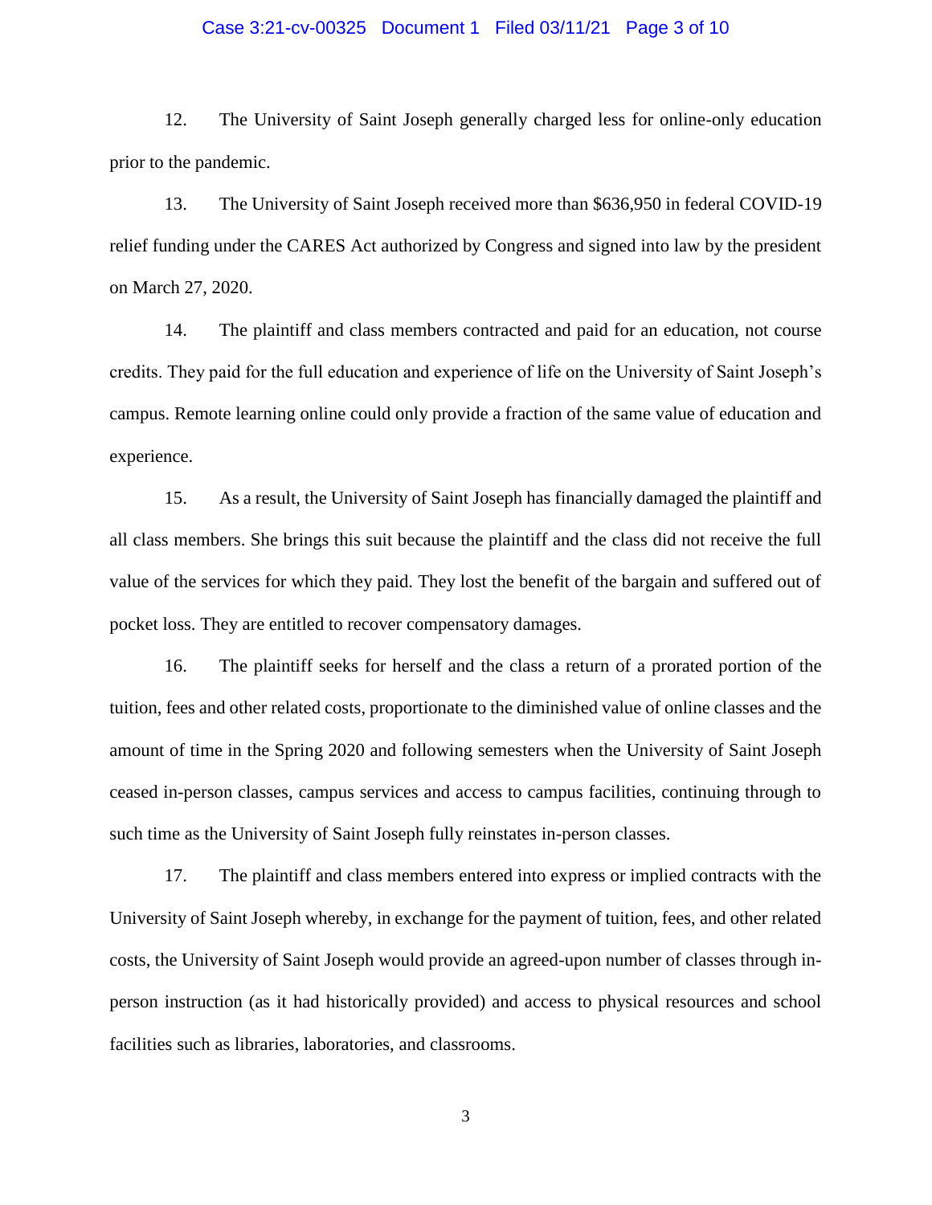12. The University of Saint Joseph generally charged less for online-only education prior to the pandemic.

13. The University of Saint Joseph received more than $636,950 in federal COVID-19 relief funding under the CARES Act authorized by Congress and signed into law by the president on March 27, 2020.

14. The plaintiff and class members contracted and paid for an education, not course credits. They paid for the full education and experience of life on the University of Saint Joseph's campus. Remote learning online could only provide a fraction of the same value of education and experience.

15. As a result, the University of Saint Joseph has financially damaged the plaintiff and all class members. She brings this suit because the plaintiff and the class did not receive the full value of the services for which they paid. They lost the benefit of the bargain and suffered out of pocket loss. They are entitled to recover compensatory damages.

16. The plaintiff seeks for herself and the class a return of a prorated portion of the tuition, fees and other related costs, proportionate to the diminished value of online classes and the amount of time in the Spring 2020 and following semesters when the University of Saint Joseph ceased in-person classes, campus services and access to campus facilities, continuing through to such time as the University of Saint Joseph fully reinstates in-person classes.

17. The plaintiff and class members entered into express or implied contracts with the University of Saint Joseph whereby, in exchange for the payment of tuition, fees, and other related costs, the University of Saint Joseph would provide an agreed-upon number of classes through in-person instruction (as it had historically provided) and access to physical resources and school facilities such as libraries, laboratories, and classrooms.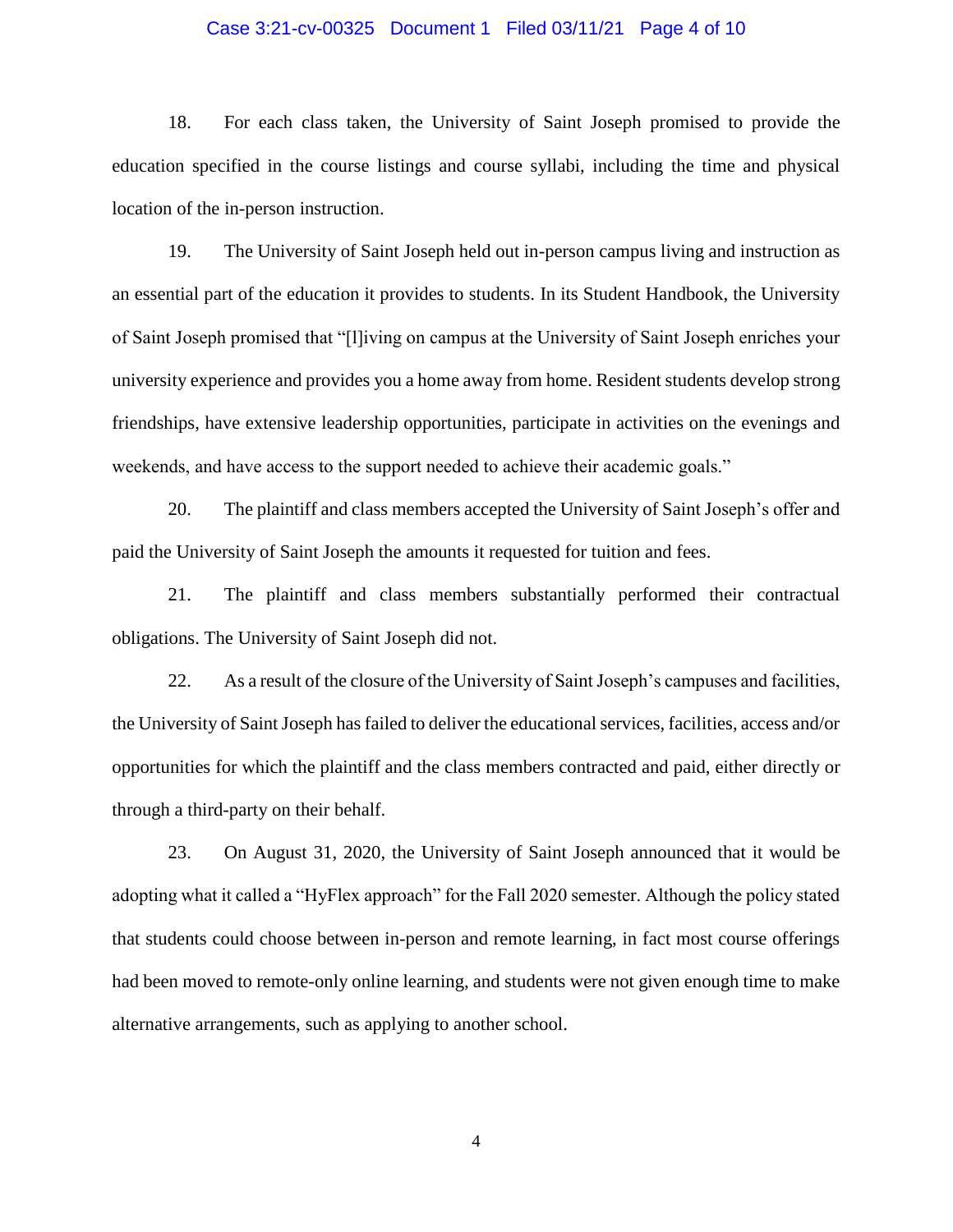18. For each class taken, the University of Saint Joseph promised to provide the education specified in the course listings and course syllabi, including the time and physical location of the in-person instruction.

19. The University of Saint Joseph held out in-person campus living and instruction as an essential part of the education it provides to students. In its Student Handbook, the University of Saint Joseph promised that "[l]iving on campus at the University of Saint Joseph enriches your university experience and provides you a home away from home. Resident students develop strong friendships, have extensive leadership opportunities, participate in activities on the evenings and weekends, and have access to the support needed to achieve their academic goals."

20. The plaintiff and class members accepted the University of Saint Joseph's offer and paid the University of Saint Joseph the amounts it requested for tuition and fees.

21. The plaintiff and class members substantially performed their contractual obligations. The University of Saint Joseph did not.

22. As a result of the closure of the University of Saint Joseph's campuses and facilities, the University of Saint Joseph has failed to deliver the educational services, facilities, access and/or opportunities for which the plaintiff and the class members contracted and paid, either directly or through a third-party on their behalf.

23. On August 31, 2020, the University of Saint Joseph announced that it would be adopting what it called a "HyFlex approach" for the Fall 2020 semester. Although the policy stated that students could choose between in-person and remote learning, in fact most course offerings had been moved to remote-only online learning, and students were not given enough time to make alternative arrangements, such as applying to another school.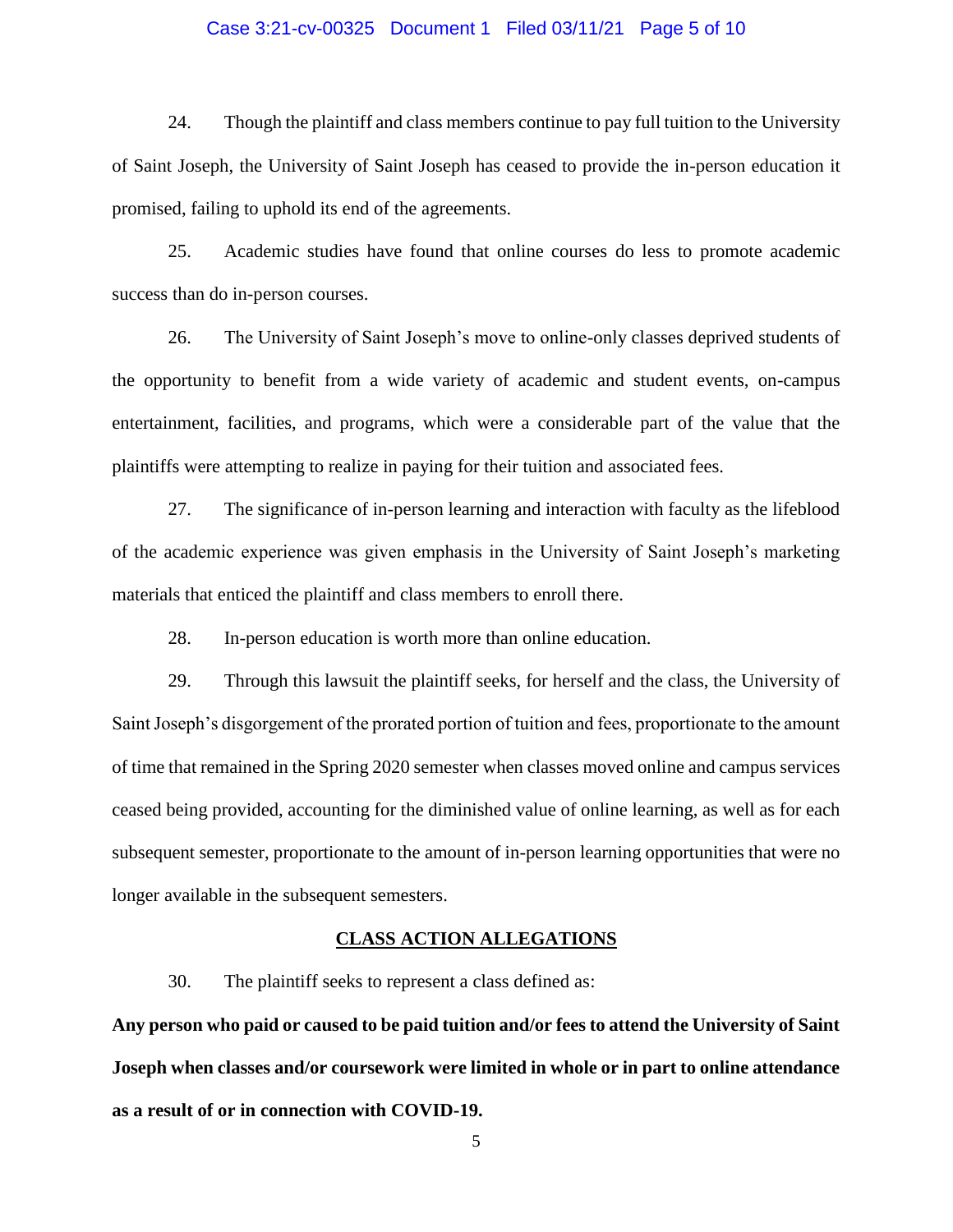24. Though the plaintiff and class members continue to pay full tuition to the University of Saint Joseph, the University of Saint Joseph has ceased to provide the in-person education it promised, failing to uphold its end of the agreements.

25. Academic studies have found that online courses do less to promote academic success than do in-person courses.

26. The University of Saint Joseph's move to online-only classes deprived students of the opportunity to benefit from a wide variety of academic and student events, on-campus entertainment, facilities, and programs, which were a considerable part of the value that the plaintiffs were attempting to realize in paying for their tuition and associated fees.

27. The significance of in-person learning and interaction with faculty as the lifeblood of the academic experience was given emphasis in the University of Saint Joseph's marketing materials that enticed the plaintiff and class members to enroll there.

28. In-person education is worth more than online education.

29. Through this lawsuit the plaintiff seeks, for herself and the class, the University of Saint Joseph's disgorgement of the prorated portion of tuition and fees, proportionate to the amount of time that remained in the Spring 2020 semester when classes moved online and campus services ceased being provided, accounting for the diminished value of online learning, as well as for each subsequent semester, proportionate to the amount of in-person learning opportunities that were no longer available in the subsequent semesters.

## CLASS ACTION ALLEGATIONS

30. The plaintiff seeks to represent a class defined as:

**Any person who paid or caused to be paid tuition and/or fees to attend the University of Saint Joseph when classes and/or coursework were limited in whole or in part to online attendance as a result of or in connection with COVID-19.**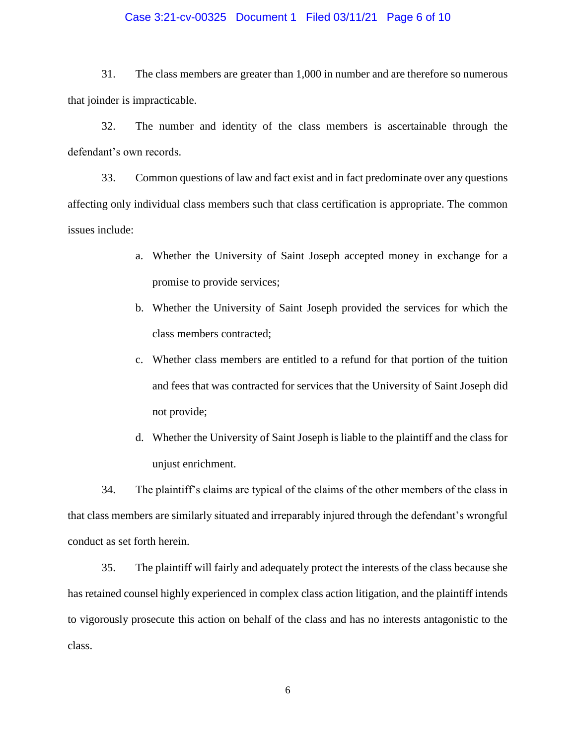31. The class members are greater than 1,000 in number and are therefore so numerous that joinder is impracticable.

32. The number and identity of the class members is ascertainable through the defendant's own records.

33. Common questions of law and fact exist and in fact predominate over any questions affecting only individual class members such that class certification is appropriate. The common issues include:

   a. Whether the University of Saint Joseph accepted money in exchange for a promise to provide services;

   b. Whether the University of Saint Joseph provided the services for which the class members contracted;

   c. Whether class members are entitled to a refund for that portion of the tuition and fees that was contracted for services that the University of Saint Joseph did not provide;

   d. Whether the University of Saint Joseph is liable to the plaintiff and the class for unjust enrichment.

34. The plaintiff's claims are typical of the claims of the other members of the class in that class members are similarly situated and irreparably injured through the defendant's wrongful conduct as set forth herein.

35. The plaintiff will fairly and adequately protect the interests of the class because she has retained counsel highly experienced in complex class action litigation, and the plaintiff intends to vigorously prosecute this action on behalf of the class and has no interests antagonistic to the class.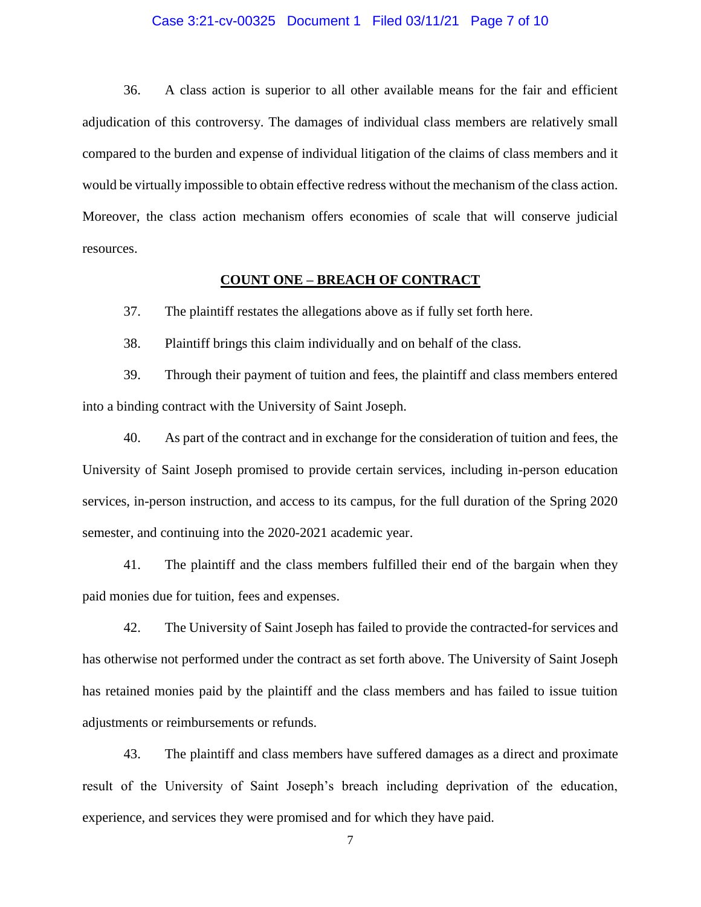36. A class action is superior to all other available means for the fair and efficient adjudication of this controversy. The damages of individual class members are relatively small compared to the burden and expense of individual litigation of the claims of class members and it would be virtually impossible to obtain effective redress without the mechanism of the class action. Moreover, the class action mechanism offers economies of scale that will conserve judicial resources.

## COUNT ONE – BREACH OF CONTRACT

37. The plaintiff restates the allegations above as if fully set forth here.

38. Plaintiff brings this claim individually and on behalf of the class.

39. Through their payment of tuition and fees, the plaintiff and class members entered into a binding contract with the University of Saint Joseph.

40. As part of the contract and in exchange for the consideration of tuition and fees, the University of Saint Joseph promised to provide certain services, including in-person education services, in-person instruction, and access to its campus, for the full duration of the Spring 2020 semester, and continuing into the 2020-2021 academic year.

41. The plaintiff and the class members fulfilled their end of the bargain when they paid monies due for tuition, fees and expenses.

42. The University of Saint Joseph has failed to provide the contracted-for services and has otherwise not performed under the contract as set forth above. The University of Saint Joseph has retained monies paid by the plaintiff and the class members and has failed to issue tuition adjustments or reimbursements or refunds.

43. The plaintiff and class members have suffered damages as a direct and proximate result of the University of Saint Joseph's breach including deprivation of the education, experience, and services they were promised and for which they have paid.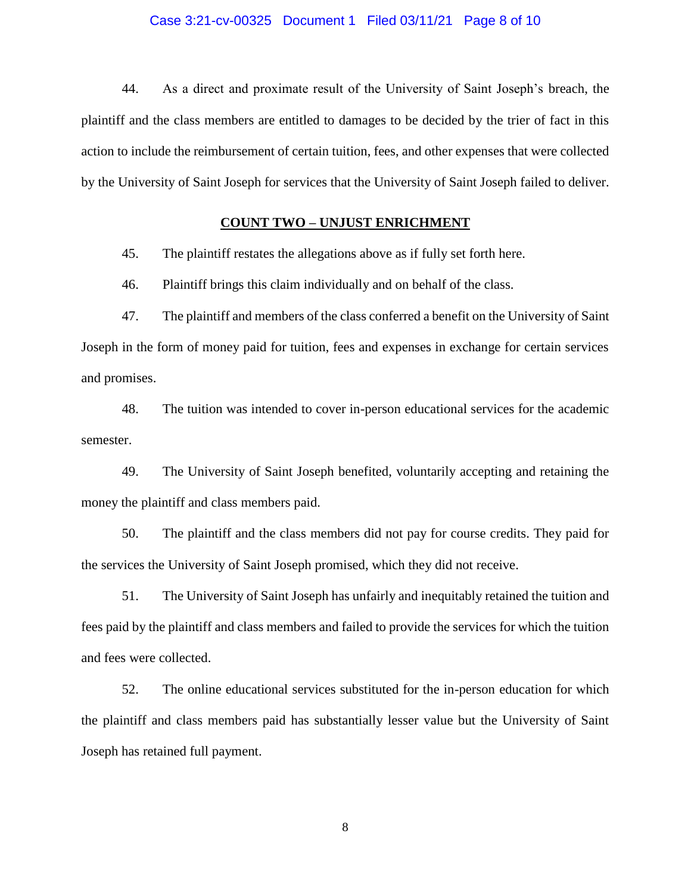44. As a direct and proximate result of the University of Saint Joseph's breach, the plaintiff and the class members are entitled to damages to be decided by the trier of fact in this action to include the reimbursement of certain tuition, fees, and other expenses that were collected by the University of Saint Joseph for services that the University of Saint Joseph failed to deliver.

## COUNT TWO – UNJUST ENRICHMENT

45. The plaintiff restates the allegations above as if fully set forth here.

46. Plaintiff brings this claim individually and on behalf of the class.

47. The plaintiff and members of the class conferred a benefit on the University of Saint Joseph in the form of money paid for tuition, fees and expenses in exchange for certain services and promises.

48. The tuition was intended to cover in-person educational services for the academic semester.

49. The University of Saint Joseph benefited, voluntarily accepting and retaining the money the plaintiff and class members paid.

50. The plaintiff and the class members did not pay for course credits. They paid for the services the University of Saint Joseph promised, which they did not receive.

51. The University of Saint Joseph has unfairly and inequitably retained the tuition and fees paid by the plaintiff and class members and failed to provide the services for which the tuition and fees were collected.

52. The online educational services substituted for the in-person education for which the plaintiff and class members paid has substantially lesser value but the University of Saint Joseph has retained full payment.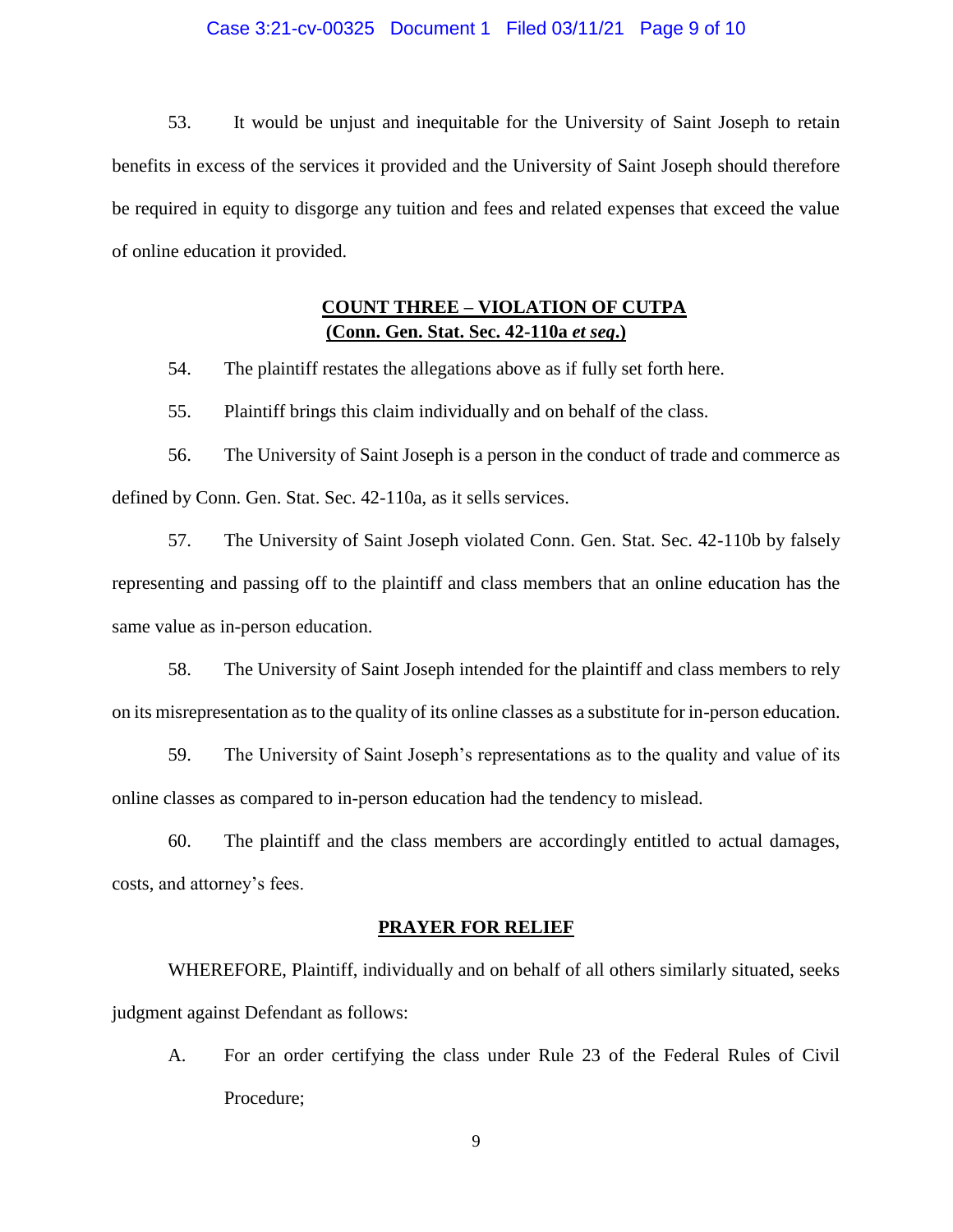53. It would be unjust and inequitable for the University of Saint Joseph to retain benefits in excess of the services it provided and the University of Saint Joseph should therefore be required in equity to disgorge any tuition and fees and related expenses that exceed the value of online education it provided.

**COUNT THREE – VIOLATION OF CUTPA**
**(Conn. Gen. Stat. Sec. 42-110a *et seq.*)**

54. The plaintiff restates the allegations above as if fully set forth here.

55. Plaintiff brings this claim individually and on behalf of the class.

56. The University of Saint Joseph is a person in the conduct of trade and commerce as defined by Conn. Gen. Stat. Sec. 42-110a, as it sells services.

57. The University of Saint Joseph violated Conn. Gen. Stat. Sec. 42-110b by falsely representing and passing off to the plaintiff and class members that an online education has the same value as in-person education.

58. The University of Saint Joseph intended for the plaintiff and class members to rely on its misrepresentation as to the quality of its online classes as a substitute for in-person education.

59. The University of Saint Joseph's representations as to the quality and value of its online classes as compared to in-person education had the tendency to mislead.

60. The plaintiff and the class members are accordingly entitled to actual damages, costs, and attorney's fees.

**PRAYER FOR RELIEF**

WHEREFORE, Plaintiff, individually and on behalf of all others similarly situated, seeks judgment against Defendant as follows:

A. For an order certifying the class under Rule 23 of the Federal Rules of Civil Procedure;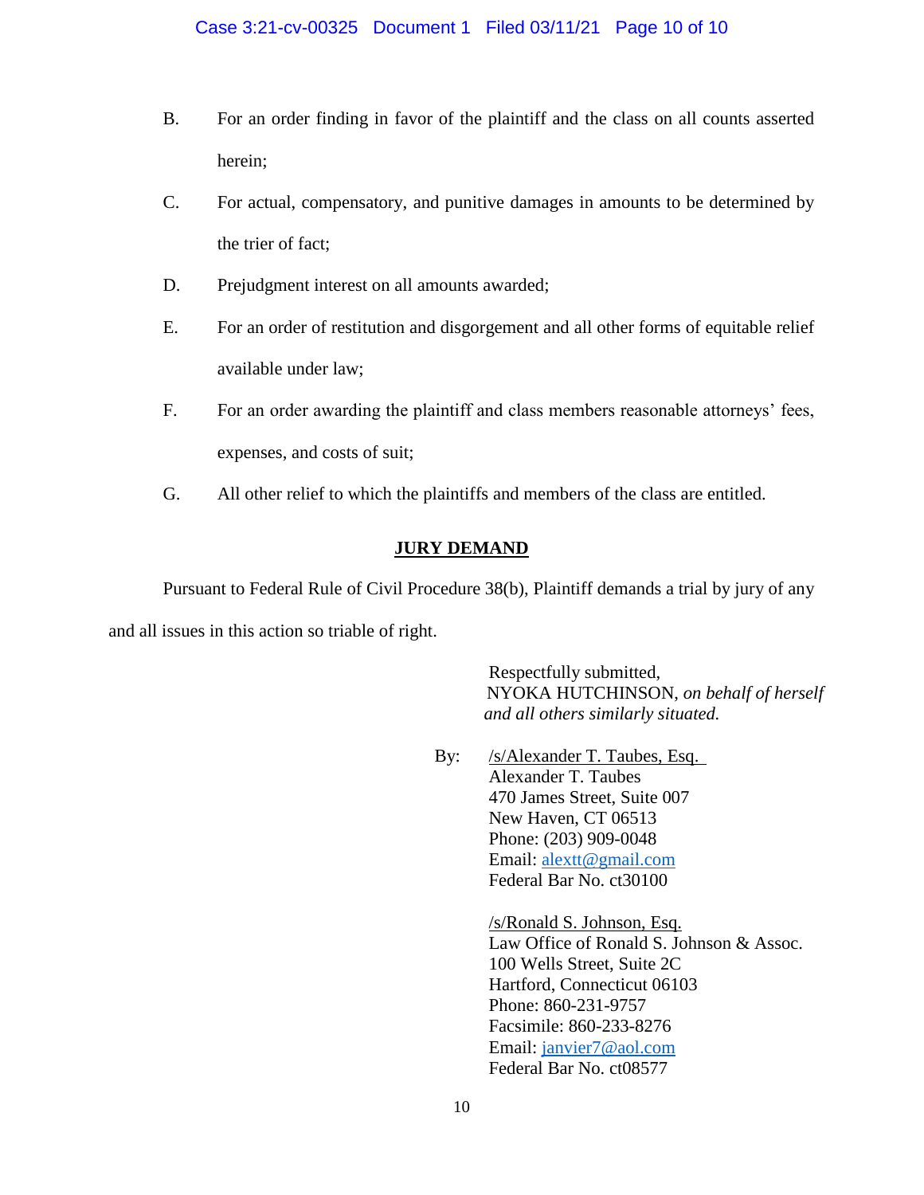B. For an order finding in favor of the plaintiff and the class on all counts asserted herein;

C. For actual, compensatory, and punitive damages in amounts to be determined by the trier of fact;

D. Prejudgment interest on all amounts awarded;

E. For an order of restitution and disgorgement and all other forms of equitable relief available under law;

F. For an order awarding the plaintiff and class members reasonable attorneys' fees, expenses, and costs of suit;

G. All other relief to which the plaintiffs and members of the class are entitled.

## JURY DEMAND

Pursuant to Federal Rule of Civil Procedure 38(b), Plaintiff demands a trial by jury of any and all issues in this action so triable of right.

Respectfully submitted,
NYOKA HUTCHINSON, *on behalf of herself and all others similarly situated.*

By: /s/Alexander T. Taubes, Esq.
Alexander T. Taubes
470 James Street, Suite 007
New Haven, CT 06513
Phone: (203) 909-0048
Email: alextt@gmail.com
Federal Bar No. ct30100

/s/Ronald S. Johnson, Esq.
Law Office of Ronald S. Johnson & Assoc.
100 Wells Street, Suite 2C
Hartford, Connecticut 06103
Phone: 860-231-9757
Facsimile: 860-233-8276
Email: janvier7@aol.com
Federal Bar No. ct08577